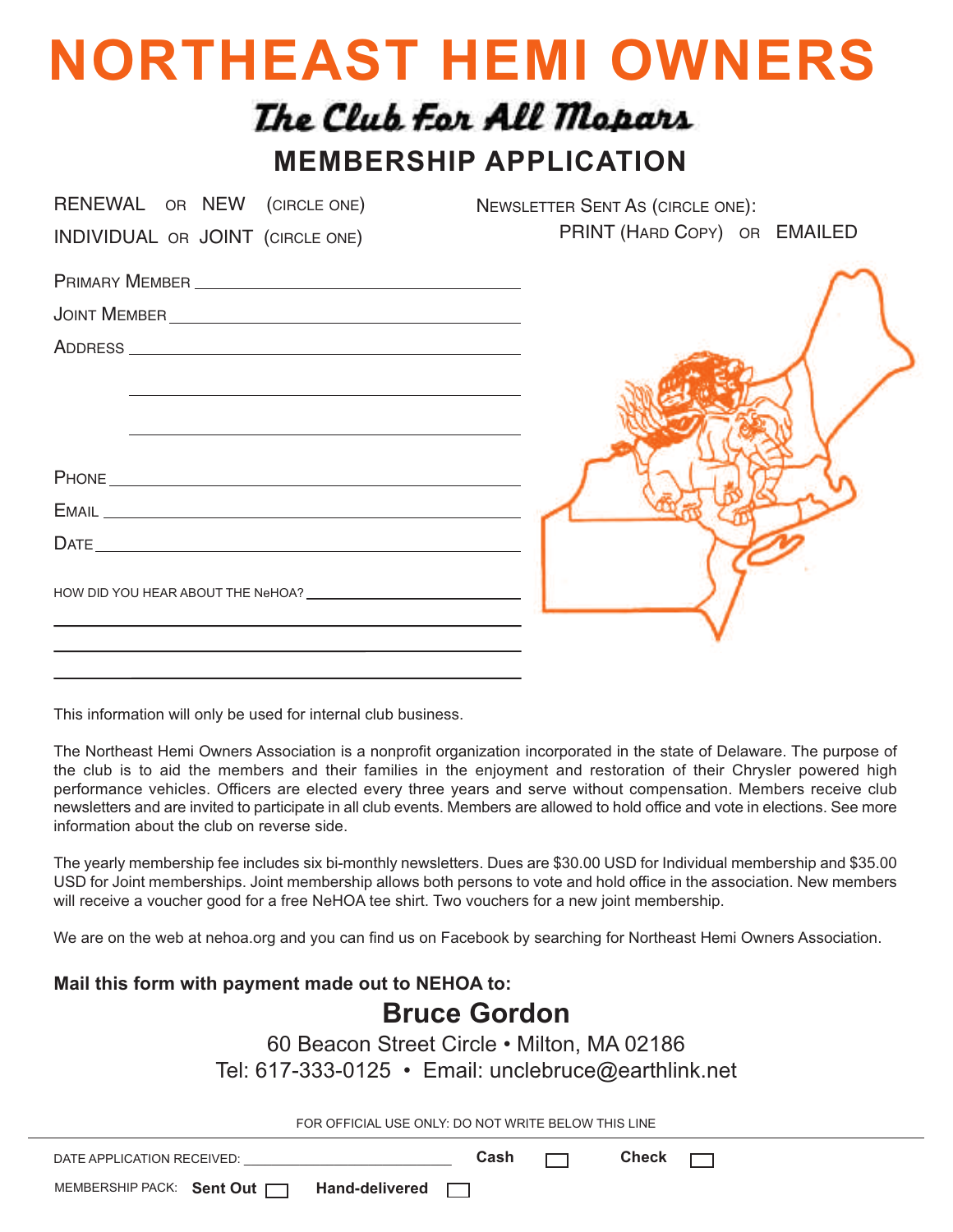# NORTHEAST HEMI OWNERS

## *The Club For All Mopars*

## MEMBERSHIP APPLICATION

RENEWAL OR NEW (CIRCLE ONE)

INDIVIDUAL OR JOINT (CIRCLE ONE)

NEWSLETTER SENT AS (CIRCLE ONE):
PRINT (HARD COPY) OR EMAILED

PRIMARY MEMBER ______________________________

JOINT MEMBER ______________________________

ADDRESS ______________________________

______________________________

______________________________

PHONE ______________________________

EMAIL ______________________________

DATE ______________________________

HOW DID YOU HEAR ABOUT THE NeHOA? ______________________________

______________________________

______________________________

______________________________

This information will only be used for internal club business.

The Northeast Hemi Owners Association is a nonprofit organization incorporated in the state of Delaware. The purpose of the club is to aid the members and their families in the enjoyment and restoration of their Chrysler powered high performance vehicles. Officers are elected every three years and serve without compensation. Members receive club newsletters and are invited to participate in all club events. Members are allowed to hold office and vote in elections. See more information about the club on reverse side.

The yearly membership fee includes six bi-monthly newsletters. Dues are $30.00 USD for Individual membership and $35.00 USD for Joint memberships. Joint membership allows both persons to vote and hold office in the association. New members will receive a voucher good for a free NeHOA tee shirt. Two vouchers for a new joint membership.

We are on the web at nehoa.org and you can find us on Facebook by searching for Northeast Hemi Owners Association.

**Mail this form with payment made out to NEHOA to:**

## Bruce Gordon

60 Beacon Street Circle • Milton, MA 02186

Tel: 617-333-0125 • Email: unclebruce@earthlink.net

FOR OFFICIAL USE ONLY: DO NOT WRITE BELOW THIS LINE

---

DATE APPLICATION RECEIVED: ______________________ **Cash** ☐ **Check** ☐

MEMBERSHIP PACK: **Sent Out** ☐ **Hand-delivered** ☐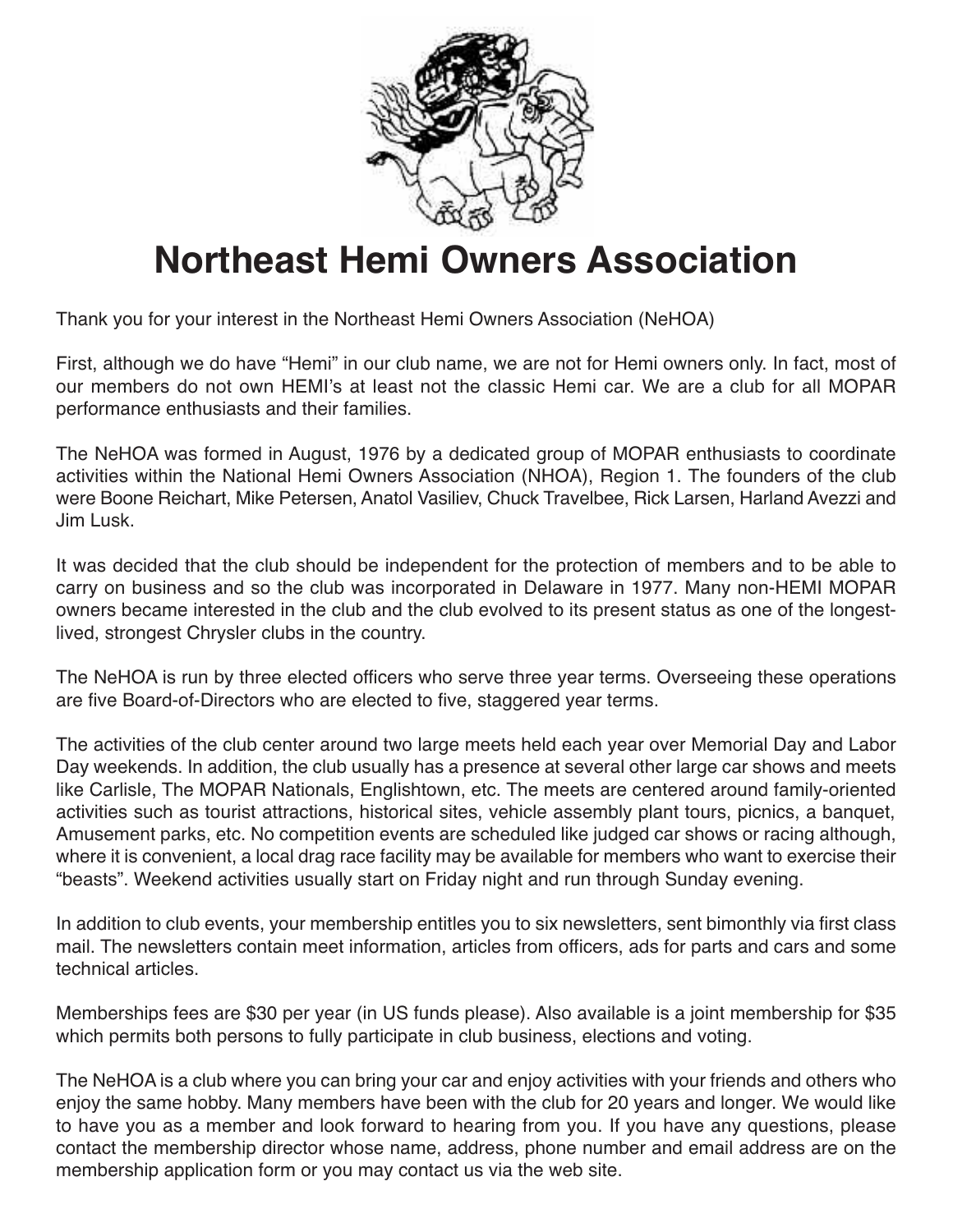# Northeast Hemi Owners Association

Thank you for your interest in the Northeast Hemi Owners Association (NeHOA)

First, although we do have “Hemi” in our club name, we are not for Hemi owners only. In fact, most of our members do not own HEMI’s at least not the classic Hemi car. We are a club for all MOPAR performance enthusiasts and their families.

The NeHOA was formed in August, 1976 by a dedicated group of MOPAR enthusiasts to coordinate activities within the National Hemi Owners Association (NHOA), Region 1. The founders of the club were Boone Reichart, Mike Petersen, Anatol Vasiliev, Chuck Travelbee, Rick Larsen, Harland Avezzi and Jim Lusk.

It was decided that the club should be independent for the protection of members and to be able to carry on business and so the club was incorporated in Delaware in 1977. Many non-HEMI MOPAR owners became interested in the club and the club evolved to its present status as one of the longest-lived, strongest Chrysler clubs in the country.

The NeHOA is run by three elected officers who serve three year terms. Overseeing these operations are five Board-of-Directors who are elected to five, staggered year terms.

The activities of the club center around two large meets held each year over Memorial Day and Labor Day weekends. In addition, the club usually has a presence at several other large car shows and meets like Carlisle, The MOPAR Nationals, Englishtown, etc. The meets are centered around family-oriented activities such as tourist attractions, historical sites, vehicle assembly plant tours, picnics, a banquet, Amusement parks, etc. No competition events are scheduled like judged car shows or racing although, where it is convenient, a local drag race facility may be available for members who want to exercise their “beasts”. Weekend activities usually start on Friday night and run through Sunday evening.

In addition to club events, your membership entitles you to six newsletters, sent bimonthly via first class mail. The newsletters contain meet information, articles from officers, ads for parts and cars and some technical articles.

Memberships fees are $30 per year (in US funds please). Also available is a joint membership for $35 which permits both persons to fully participate in club business, elections and voting.

The NeHOA is a club where you can bring your car and enjoy activities with your friends and others who enjoy the same hobby. Many members have been with the club for 20 years and longer. We would like to have you as a member and look forward to hearing from you. If you have any questions, please contact the membership director whose name, address, phone number and email address are on the membership application form or you may contact us via the web site.